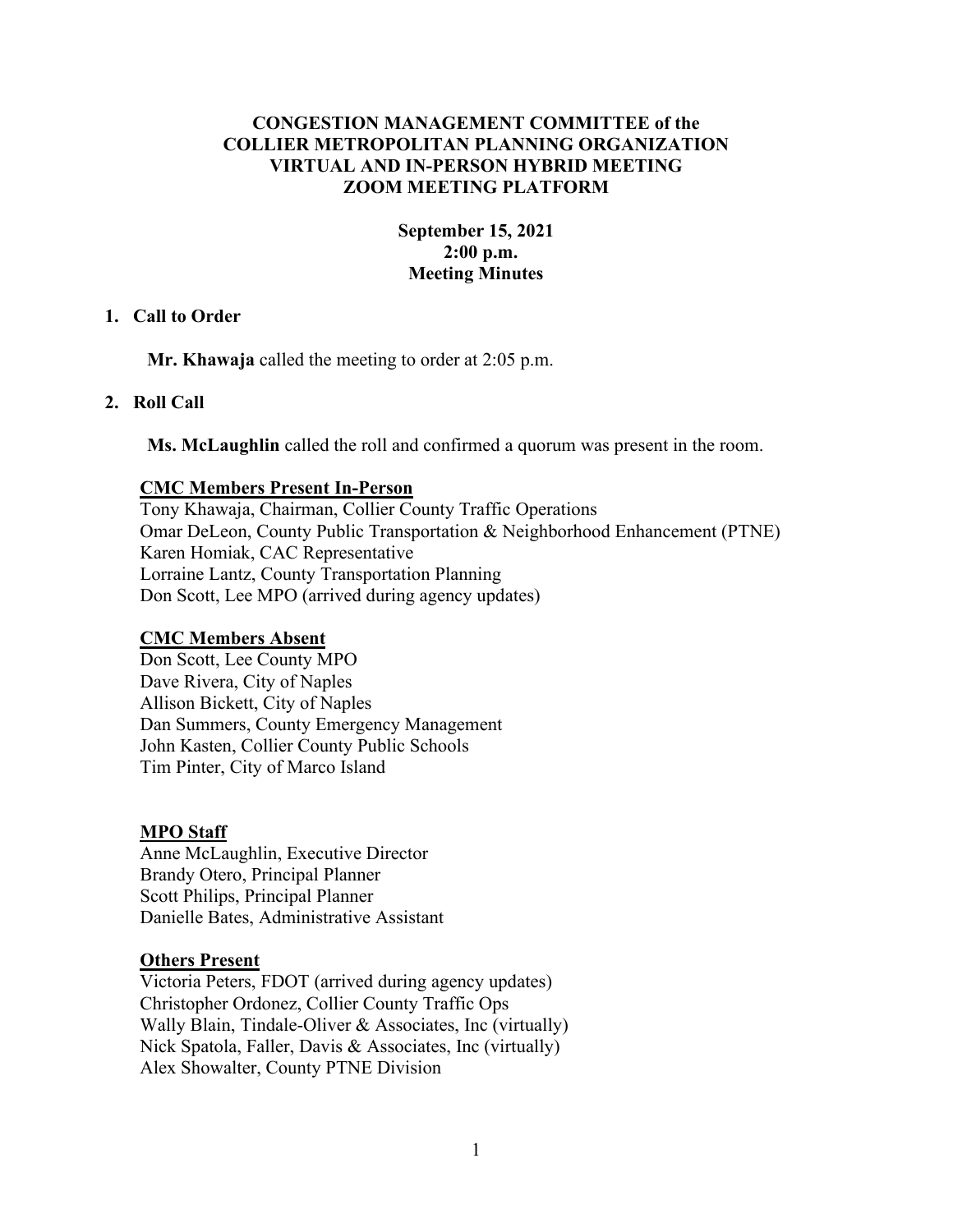**CONGESTION MANAGEMENT COMMITTEE of the COLLIER METROPOLITAN PLANNING ORGANIZATION VIRTUAL AND IN-PERSON HYBRID MEETING ZOOM MEETING PLATFORM**

**September 15, 2021**
**2:00 p.m.**
**Meeting Minutes**

## 1. Call to Order

**Mr. Khawaja** called the meeting to order at 2:05 p.m.

## 2. Roll Call

**Ms. McLaughlin** called the roll and confirmed a quorum was present in the room.

**CMC Members Present In-Person**

Tony Khawaja, Chairman, Collier County Traffic Operations
Omar DeLeon, County Public Transportation & Neighborhood Enhancement (PTNE)
Karen Homiak, CAC Representative
Lorraine Lantz, County Transportation Planning
Don Scott, Lee MPO (arrived during agency updates)

**CMC Members Absent**

Don Scott, Lee County MPO
Dave Rivera, City of Naples
Allison Bickett, City of Naples
Dan Summers, County Emergency Management
John Kasten, Collier County Public Schools
Tim Pinter, City of Marco Island

**MPO Staff**

Anne McLaughlin, Executive Director
Brandy Otero, Principal Planner
Scott Philips, Principal Planner
Danielle Bates, Administrative Assistant

**Others Present**

Victoria Peters, FDOT (arrived during agency updates)
Christopher Ordonez, Collier County Traffic Ops
Wally Blain, Tindale-Oliver & Associates, Inc (virtually)
Nick Spatola, Faller, Davis & Associates, Inc (virtually)
Alex Showalter, County PTNE Division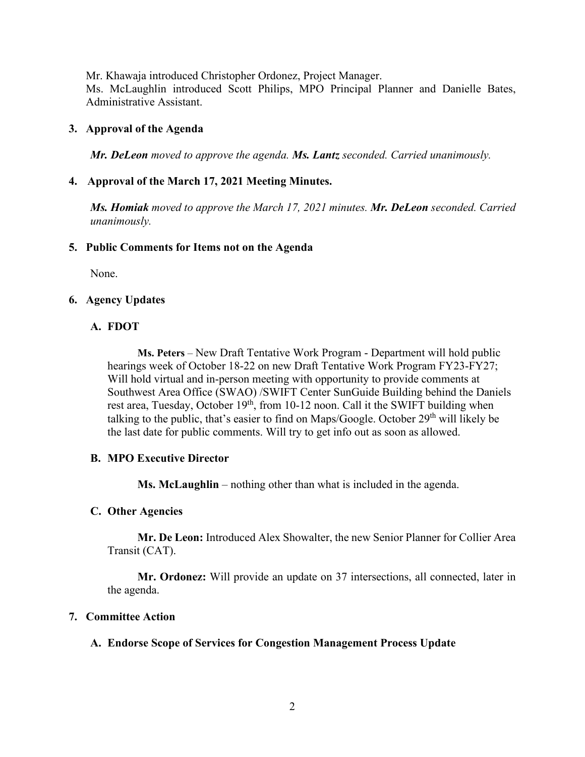Mr. Khawaja introduced Christopher Ordonez, Project Manager.
Ms. McLaughlin introduced Scott Philips, MPO Principal Planner and Danielle Bates, Administrative Assistant.

**3. Approval of the Agenda**

***Mr. DeLeon*** *moved to approve the agenda.* ***Ms. Lantz*** *seconded. Carried unanimously.*

**4. Approval of the March 17, 2021 Meeting Minutes.**

***Ms. Homiak*** *moved to approve the March 17, 2021 minutes.* ***Mr. DeLeon*** *seconded. Carried unanimously.*

**5. Public Comments for Items not on the Agenda**

None.

**6. Agency Updates**

**A. FDOT**

**Ms. Peters** – New Draft Tentative Work Program - Department will hold public hearings week of October 18-22 on new Draft Tentative Work Program FY23-FY27; Will hold virtual and in-person meeting with opportunity to provide comments at Southwest Area Office (SWAO) /SWIFT Center SunGuide Building behind the Daniels rest area, Tuesday, October 19th, from 10-12 noon. Call it the SWIFT building when talking to the public, that's easier to find on Maps/Google. October 29th will likely be the last date for public comments. Will try to get info out as soon as allowed.

**B. MPO Executive Director**

**Ms. McLaughlin** – nothing other than what is included in the agenda.

**C. Other Agencies**

**Mr. De Leon:** Introduced Alex Showalter, the new Senior Planner for Collier Area Transit (CAT).

**Mr. Ordonez:** Will provide an update on 37 intersections, all connected, later in the agenda.

**7. Committee Action**

**A. Endorse Scope of Services for Congestion Management Process Update**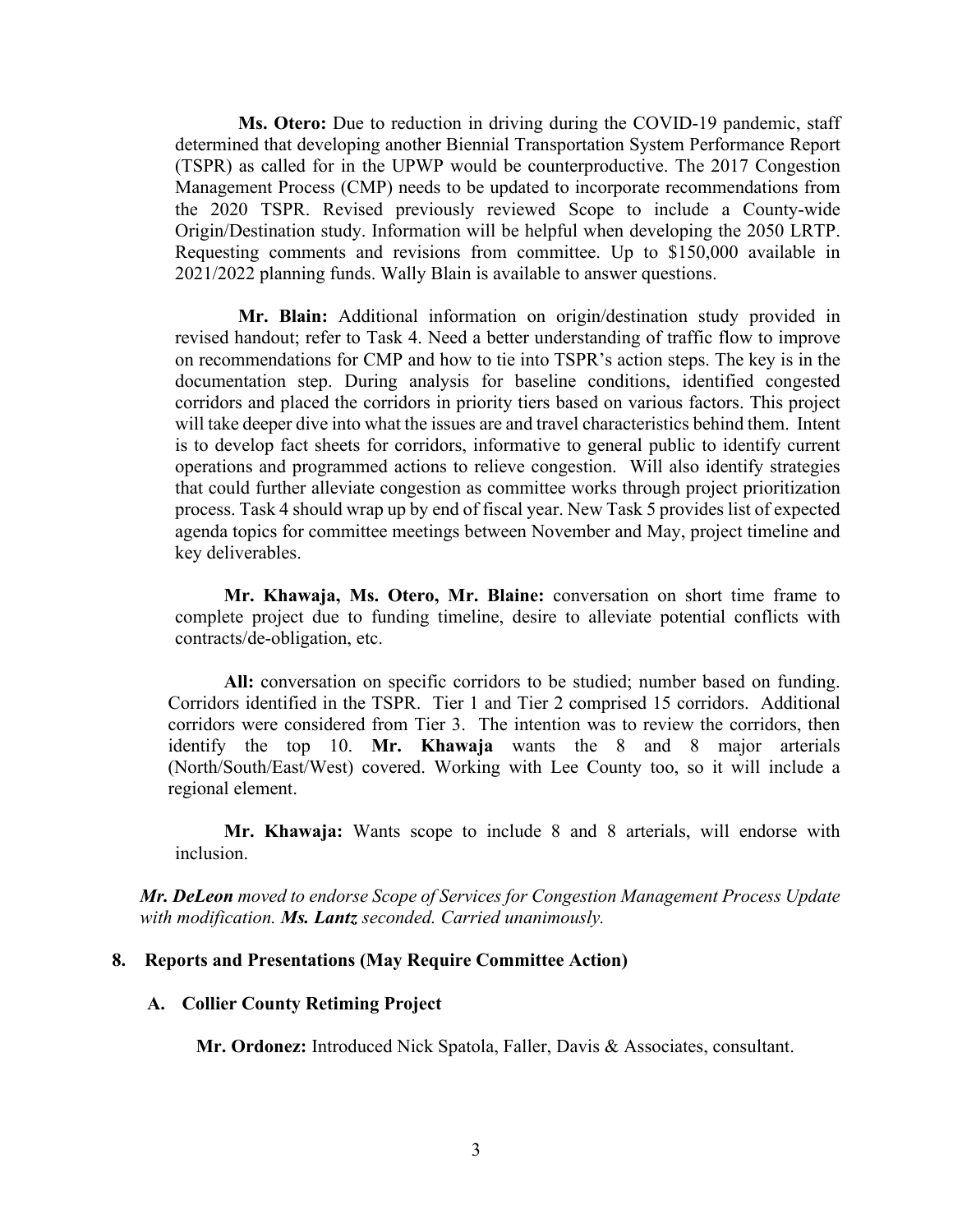**Ms. Otero:** Due to reduction in driving during the COVID-19 pandemic, staff determined that developing another Biennial Transportation System Performance Report (TSPR) as called for in the UPWP would be counterproductive. The 2017 Congestion Management Process (CMP) needs to be updated to incorporate recommendations from the 2020 TSPR. Revised previously reviewed Scope to include a County-wide Origin/Destination study. Information will be helpful when developing the 2050 LRTP. Requesting comments and revisions from committee. Up to $150,000 available in 2021/2022 planning funds. Wally Blain is available to answer questions.

**Mr. Blain:** Additional information on origin/destination study provided in revised handout; refer to Task 4. Need a better understanding of traffic flow to improve on recommendations for CMP and how to tie into TSPR's action steps. The key is in the documentation step. During analysis for baseline conditions, identified congested corridors and placed the corridors in priority tiers based on various factors. This project will take deeper dive into what the issues are and travel characteristics behind them. Intent is to develop fact sheets for corridors, informative to general public to identify current operations and programmed actions to relieve congestion. Will also identify strategies that could further alleviate congestion as committee works through project prioritization process. Task 4 should wrap up by end of fiscal year. New Task 5 provides list of expected agenda topics for committee meetings between November and May, project timeline and key deliverables.

**Mr. Khawaja, Ms. Otero, Mr. Blaine:** conversation on short time frame to complete project due to funding timeline, desire to alleviate potential conflicts with contracts/de-obligation, etc.

**All:** conversation on specific corridors to be studied; number based on funding. Corridors identified in the TSPR. Tier 1 and Tier 2 comprised 15 corridors. Additional corridors were considered from Tier 3. The intention was to review the corridors, then identify the top 10. **Mr. Khawaja** wants the 8 and 8 major arterials (North/South/East/West) covered. Working with Lee County too, so it will include a regional element.

**Mr. Khawaja:** Wants scope to include 8 and 8 arterials, will endorse with inclusion.

***Mr. DeLeon*** *moved to endorse Scope of Services for Congestion Management Process Update with modification.* ***Ms. Lantz*** *seconded. Carried unanimously.*

## 8. Reports and Presentations (May Require Committee Action)

### A. Collier County Retiming Project

**Mr. Ordonez:** Introduced Nick Spatola, Faller, Davis & Associates, consultant.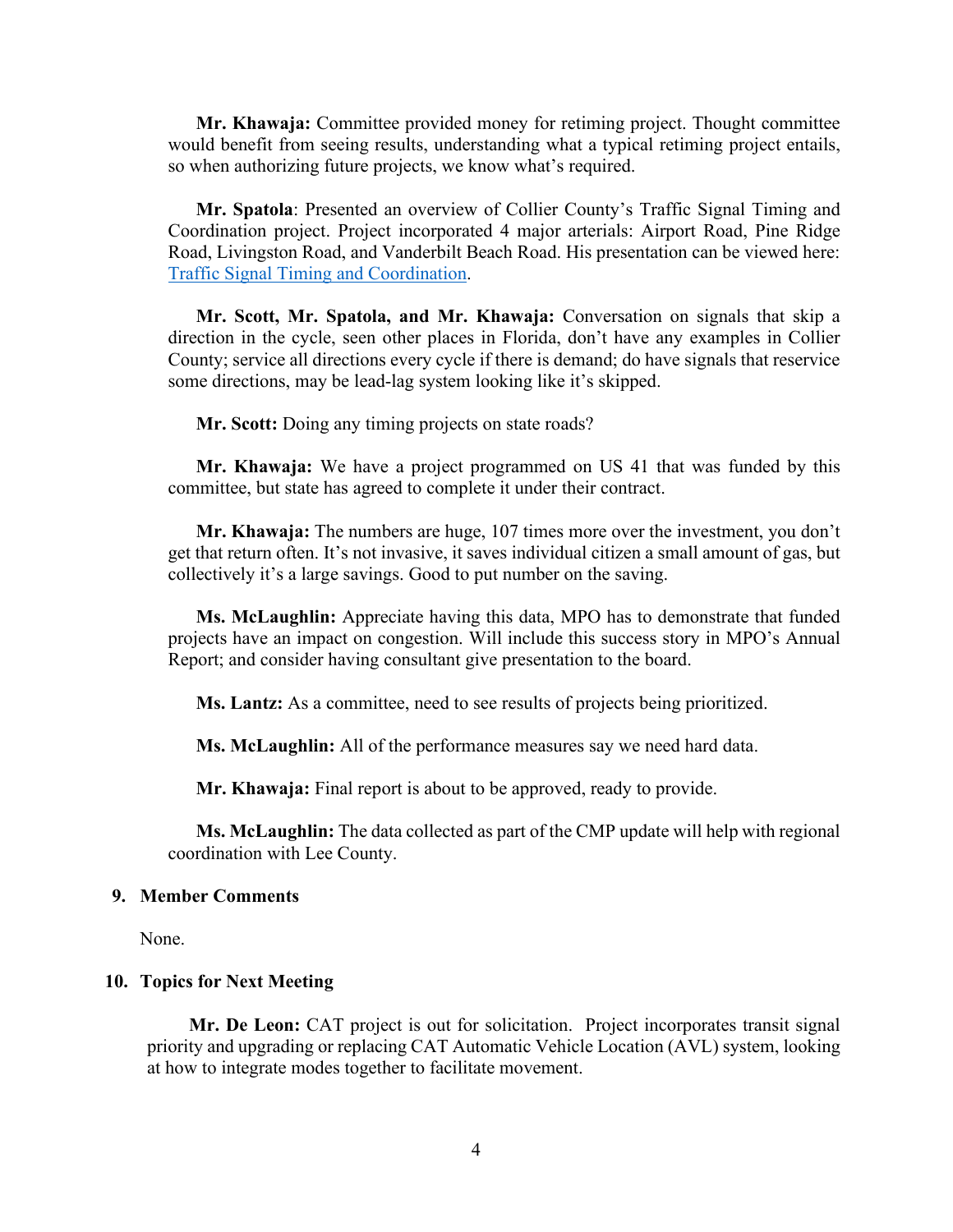**Mr. Khawaja:** Committee provided money for retiming project. Thought committee would benefit from seeing results, understanding what a typical retiming project entails, so when authorizing future projects, we know what's required.

**Mr. Spatola**: Presented an overview of Collier County's Traffic Signal Timing and Coordination project. Project incorporated 4 major arterials: Airport Road, Pine Ridge Road, Livingston Road, and Vanderbilt Beach Road. His presentation can be viewed here: [Traffic Signal Timing and Coordination](#).

**Mr. Scott, Mr. Spatola, and Mr. Khawaja:** Conversation on signals that skip a direction in the cycle, seen other places in Florida, don't have any examples in Collier County; service all directions every cycle if there is demand; do have signals that reservice some directions, may be lead-lag system looking like it's skipped.

**Mr. Scott:** Doing any timing projects on state roads?

**Mr. Khawaja:** We have a project programmed on US 41 that was funded by this committee, but state has agreed to complete it under their contract.

**Mr. Khawaja:** The numbers are huge, 107 times more over the investment, you don't get that return often. It's not invasive, it saves individual citizen a small amount of gas, but collectively it's a large savings. Good to put number on the saving.

**Ms. McLaughlin:** Appreciate having this data, MPO has to demonstrate that funded projects have an impact on congestion. Will include this success story in MPO's Annual Report; and consider having consultant give presentation to the board.

**Ms. Lantz:** As a committee, need to see results of projects being prioritized.

**Ms. McLaughlin:** All of the performance measures say we need hard data.

**Mr. Khawaja:** Final report is about to be approved, ready to provide.

**Ms. McLaughlin:** The data collected as part of the CMP update will help with regional coordination with Lee County.

## 9. Member Comments

None.

## 10. Topics for Next Meeting

**Mr. De Leon:** CAT project is out for solicitation. Project incorporates transit signal priority and upgrading or replacing CAT Automatic Vehicle Location (AVL) system, looking at how to integrate modes together to facilitate movement.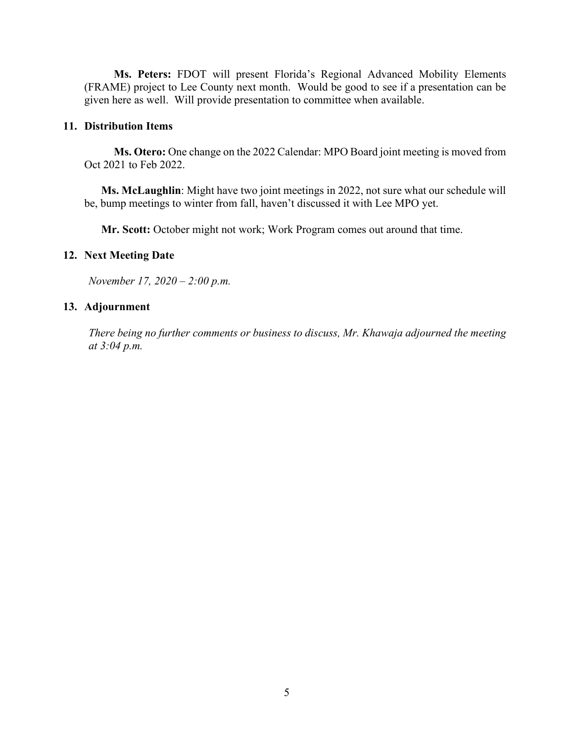**Ms. Peters:** FDOT will present Florida's Regional Advanced Mobility Elements (FRAME) project to Lee County next month. Would be good to see if a presentation can be given here as well. Will provide presentation to committee when available.

## 11. Distribution Items

**Ms. Otero:** One change on the 2022 Calendar: MPO Board joint meeting is moved from Oct 2021 to Feb 2022.

**Ms. McLaughlin**: Might have two joint meetings in 2022, not sure what our schedule will be, bump meetings to winter from fall, haven't discussed it with Lee MPO yet.

**Mr. Scott:** October might not work; Work Program comes out around that time.

## 12. Next Meeting Date

*November 17, 2020 – 2:00 p.m.*

## 13. Adjournment

*There being no further comments or business to discuss, Mr. Khawaja adjourned the meeting at 3:04 p.m.*